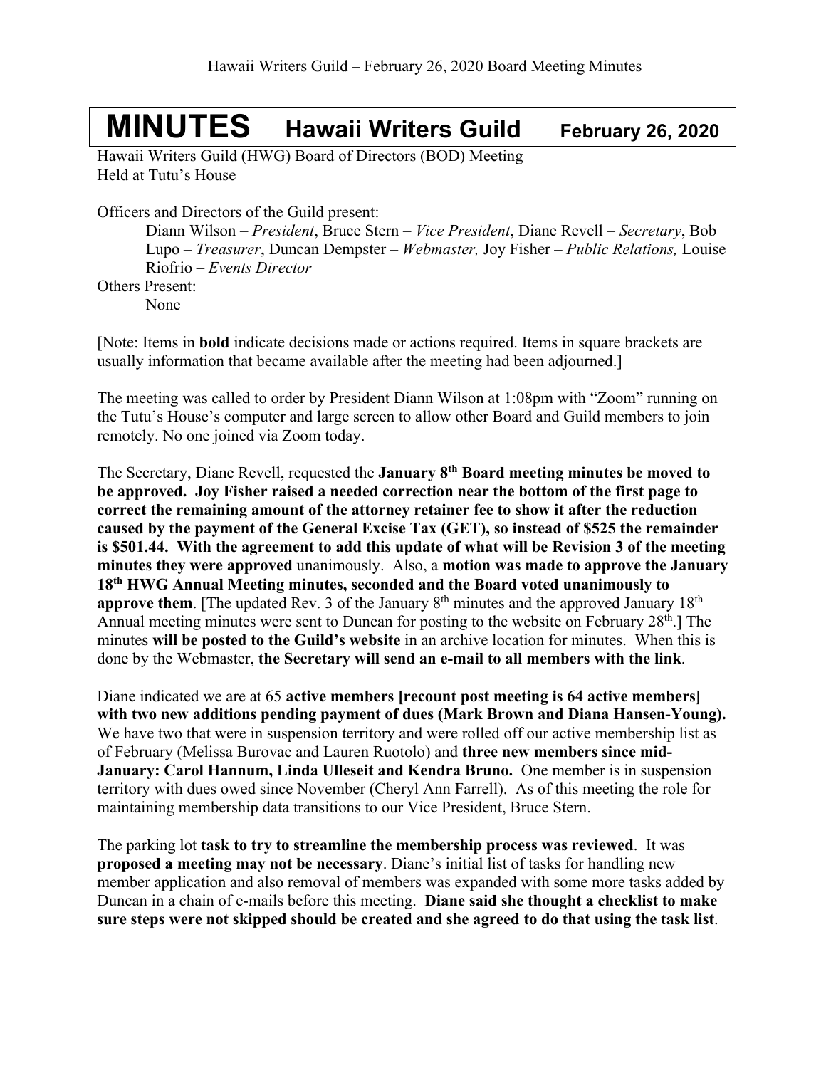# MINUTES Hawaii Writers Guild February 26, 2020

Hawaii Writers Guild (HWG) Board of Directors (BOD) Meeting
Held at Tutu's House

Officers and Directors of the Guild present:

Diann Wilson – *President*, Bruce Stern – *Vice President*, Diane Revell – *Secretary*, Bob Lupo – *Treasurer*, Duncan Dempster – *Webmaster,* Joy Fisher – *Public Relations,* Louise Riofrio – *Events Director*

Others Present:

None

[Note: Items in **bold** indicate decisions made or actions required. Items in square brackets are usually information that became available after the meeting had been adjourned.]

The meeting was called to order by President Diann Wilson at 1:08pm with "Zoom" running on the Tutu's House's computer and large screen to allow other Board and Guild members to join remotely. No one joined via Zoom today.

The Secretary, Diane Revell, requested the **January 8th Board meeting minutes be moved to be approved. Joy Fisher raised a needed correction near the bottom of the first page to correct the remaining amount of the attorney retainer fee to show it after the reduction caused by the payment of the General Excise Tax (GET), so instead of $525 the remainder is $501.44. With the agreement to add this update of what will be Revision 3 of the meeting minutes they were approved** unanimously. Also, a **motion was made to approve the January 18th HWG Annual Meeting minutes, seconded and the Board voted unanimously to approve them**. [The updated Rev. 3 of the January 8th minutes and the approved January 18th Annual meeting minutes were sent to Duncan for posting to the website on February 28th.] The minutes **will be posted to the Guild's website** in an archive location for minutes. When this is done by the Webmaster, **the Secretary will send an e-mail to all members with the link**.

Diane indicated we are at 65 **active members [recount post meeting is 64 active members] with two new additions pending payment of dues (Mark Brown and Diana Hansen-Young).** We have two that were in suspension territory and were rolled off our active membership list as of February (Melissa Burovac and Lauren Ruotolo) and **three new members since mid-January: Carol Hannum, Linda Ulleseit and Kendra Bruno.** One member is in suspension territory with dues owed since November (Cheryl Ann Farrell). As of this meeting the role for maintaining membership data transitions to our Vice President, Bruce Stern.

The parking lot **task to try to streamline the membership process was reviewed**. It was **proposed a meeting may not be necessary**. Diane's initial list of tasks for handling new member application and also removal of members was expanded with some more tasks added by Duncan in a chain of e-mails before this meeting. **Diane said she thought a checklist to make sure steps were not skipped should be created and she agreed to do that using the task list**.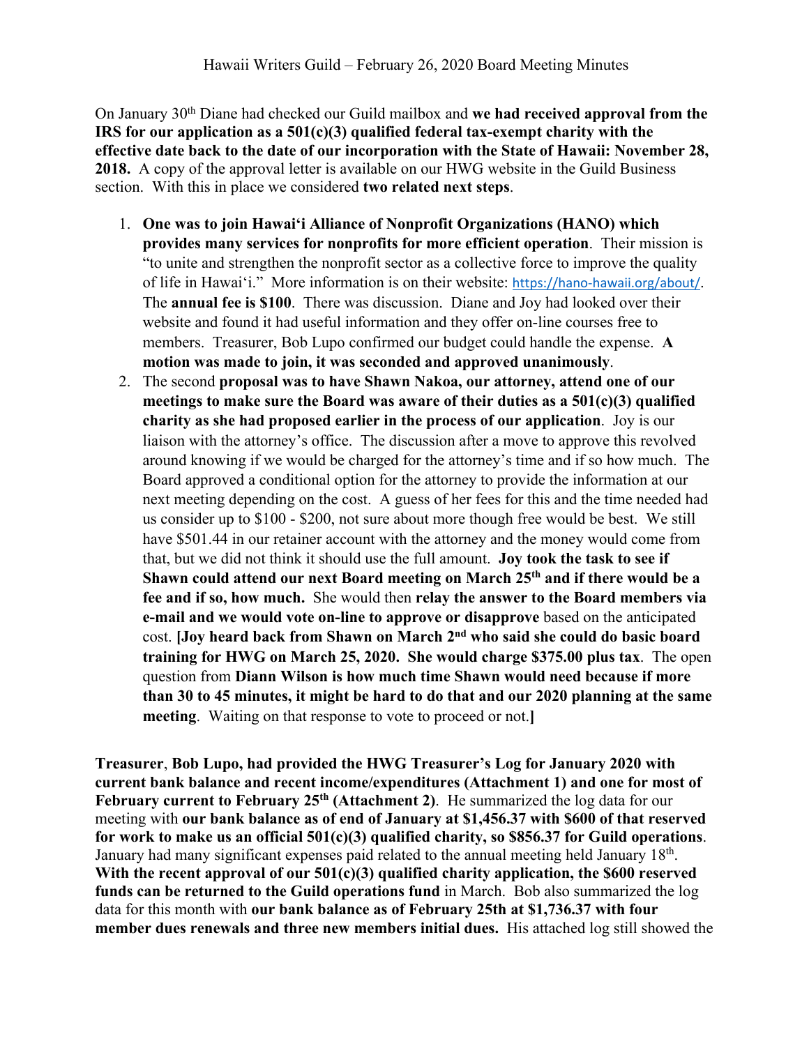Hawaii Writers Guild – February 26, 2020 Board Meeting Minutes

On January 30th Diane had checked our Guild mailbox and **we had received approval from the IRS for our application as a 501(c)(3) qualified federal tax-exempt charity with the effective date back to the date of our incorporation with the State of Hawaii: November 28, 2018.** A copy of the approval letter is available on our HWG website in the Guild Business section. With this in place we considered **two related next steps**.

1. **One was to join Hawaiʻi Alliance of Nonprofit Organizations (HANO) which provides many services for nonprofits for more efficient operation**. Their mission is "to unite and strengthen the nonprofit sector as a collective force to improve the quality of life in Hawaiʻi." More information is on their website: https://hano-hawaii.org/about/. The **annual fee is $100**. There was discussion. Diane and Joy had looked over their website and found it had useful information and they offer on-line courses free to members. Treasurer, Bob Lupo confirmed our budget could handle the expense. **A motion was made to join, it was seconded and approved unanimously**.
2. The second **proposal was to have Shawn Nakoa, our attorney, attend one of our meetings to make sure the Board was aware of their duties as a 501(c)(3) qualified charity as she had proposed earlier in the process of our application**. Joy is our liaison with the attorney's office. The discussion after a move to approve this revolved around knowing if we would be charged for the attorney's time and if so how much. The Board approved a conditional option for the attorney to provide the information at our next meeting depending on the cost. A guess of her fees for this and the time needed had us consider up to $100 - $200, not sure about more though free would be best. We still have $501.44 in our retainer account with the attorney and the money would come from that, but we did not think it should use the full amount. **Joy took the task to see if Shawn could attend our next Board meeting on March 25th and if there would be a fee and if so, how much.** She would then **relay the answer to the Board members via e-mail and we would vote on-line to approve or disapprove** based on the anticipated cost. **[Joy heard back from Shawn on March 2nd who said she could do basic board training for HWG on March 25, 2020. She would charge $375.00 plus tax**. The open question from **Diann Wilson is how much time Shawn would need because if more than 30 to 45 minutes, it might be hard to do that and our 2020 planning at the same meeting**. Waiting on that response to vote to proceed or not.**]**

**Treasurer**, **Bob Lupo, had provided the HWG Treasurer's Log for January 2020 with current bank balance and recent income/expenditures (Attachment 1) and one for most of February current to February 25th (Attachment 2)**. He summarized the log data for our meeting with **our bank balance as of end of January at $1,456.37 with $600 of that reserved for work to make us an official 501(c)(3) qualified charity, so $856.37 for Guild operations**. January had many significant expenses paid related to the annual meeting held January 18th. **With the recent approval of our 501(c)(3) qualified charity application, the $600 reserved funds can be returned to the Guild operations fund** in March. Bob also summarized the log data for this month with **our bank balance as of February 25th at $1,736.37 with four member dues renewals and three new members initial dues.** His attached log still showed the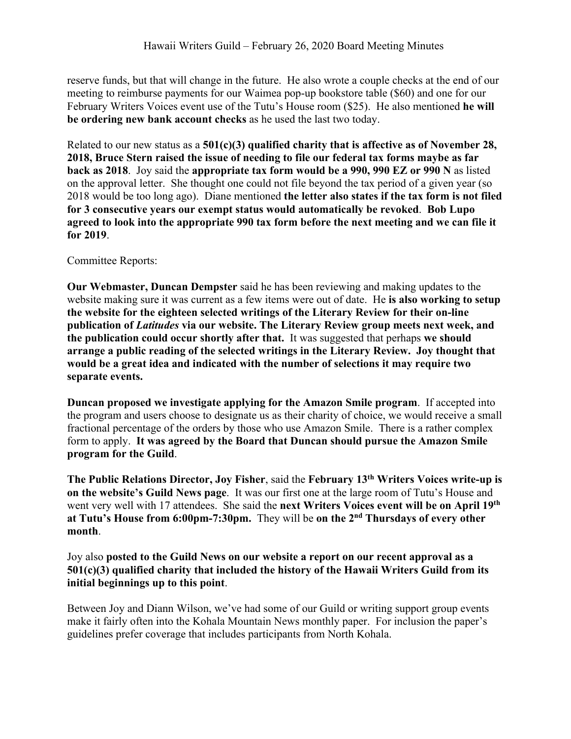reserve funds, but that will change in the future. He also wrote a couple checks at the end of our meeting to reimburse payments for our Waimea pop-up bookstore table ($60) and one for our February Writers Voices event use of the Tutu's House room ($25). He also mentioned **he will be ordering new bank account checks** as he used the last two today.

Related to our new status as a **501(c)(3) qualified charity that is affective as of November 28, 2018, Bruce Stern raised the issue of needing to file our federal tax forms maybe as far back as 2018**. Joy said the **appropriate tax form would be a 990, 990 EZ or 990 N** as listed on the approval letter. She thought one could not file beyond the tax period of a given year (so 2018 would be too long ago). Diane mentioned **the letter also states if the tax form is not filed for 3 consecutive years our exempt status would automatically be revoked**. **Bob Lupo agreed to look into the appropriate 990 tax form before the next meeting and we can file it for 2019**.

Committee Reports:

**Our Webmaster, Duncan Dempster** said he has been reviewing and making updates to the website making sure it was current as a few items were out of date. He **is also working to setup the website for the eighteen selected writings of the Literary Review for their on-line publication of *Latitudes* via our website. The Literary Review group meets next week, and the publication could occur shortly after that.** It was suggested that perhaps **we should arrange a public reading of the selected writings in the Literary Review. Joy thought that would be a great idea and indicated with the number of selections it may require two separate events.**

**Duncan proposed we investigate applying for the Amazon Smile program**. If accepted into the program and users choose to designate us as their charity of choice, we would receive a small fractional percentage of the orders by those who use Amazon Smile. There is a rather complex form to apply. **It was agreed by the Board that Duncan should pursue the Amazon Smile program for the Guild**.

**The Public Relations Director, Joy Fisher**, said the **February 13th Writers Voices write-up is on the website's Guild News page**. It was our first one at the large room of Tutu's House and went very well with 17 attendees. She said the **next Writers Voices event will be on April 19th at Tutu's House from 6:00pm-7:30pm.** They will be **on the 2nd Thursdays of every other month**.

Joy also **posted to the Guild News on our website a report on our recent approval as a 501(c)(3) qualified charity that included the history of the Hawaii Writers Guild from its initial beginnings up to this point**.

Between Joy and Diann Wilson, we've had some of our Guild or writing support group events make it fairly often into the Kohala Mountain News monthly paper. For inclusion the paper's guidelines prefer coverage that includes participants from North Kohala.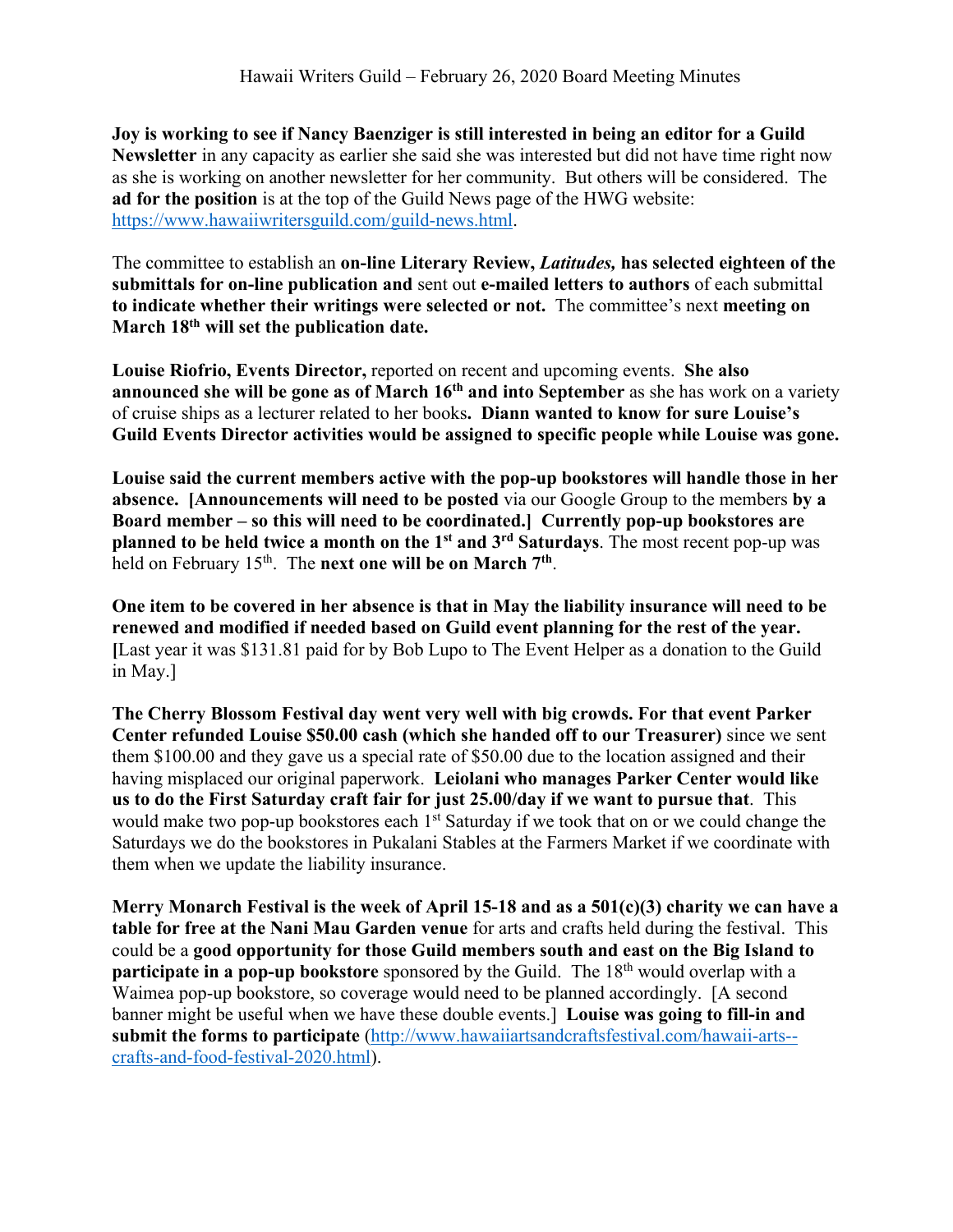**Joy is working to see if Nancy Baenziger is still interested in being an editor for a Guild Newsletter** in any capacity as earlier she said she was interested but did not have time right now as she is working on another newsletter for her community. But others will be considered. The **ad for the position** is at the top of the Guild News page of the HWG website: https://www.hawaiiwritersguild.com/guild-news.html.

The committee to establish an **on-line Literary Review, *Latitudes,* has selected eighteen of the submittals for on-line publication and** sent out **e-mailed letters to authors** of each submittal **to indicate whether their writings were selected or not.** The committee's next **meeting on March 18th will set the publication date.**

**Louise Riofrio, Events Director,** reported on recent and upcoming events. **She also announced she will be gone as of March 16th and into September** as she has work on a variety of cruise ships as a lecturer related to her books**. Diann wanted to know for sure Louise's Guild Events Director activities would be assigned to specific people while Louise was gone.**

**Louise said the current members active with the pop-up bookstores will handle those in her absence. [Announcements will need to be posted** via our Google Group to the members **by a Board member – so this will need to be coordinated.] Currently pop-up bookstores are planned to be held twice a month on the 1st and 3rd Saturdays**. The most recent pop-up was held on February 15th. The **next one will be on March 7th**.

**One item to be covered in her absence is that in May the liability insurance will need to be renewed and modified if needed based on Guild event planning for the rest of the year. [**Last year it was $131.81 paid for by Bob Lupo to The Event Helper as a donation to the Guild in May.]

**The Cherry Blossom Festival day went very well with big crowds. For that event Parker Center refunded Louise $50.00 cash (which she handed off to our Treasurer)** since we sent them $100.00 and they gave us a special rate of $50.00 due to the location assigned and their having misplaced our original paperwork. **Leiolani who manages Parker Center would like us to do the First Saturday craft fair for just 25.00/day if we want to pursue that**. This would make two pop-up bookstores each 1st Saturday if we took that on or we could change the Saturdays we do the bookstores in Pukalani Stables at the Farmers Market if we coordinate with them when we update the liability insurance.

**Merry Monarch Festival is the week of April 15-18 and as a 501(c)(3) charity we can have a table for free at the Nani Mau Garden venue** for arts and crafts held during the festival. This could be a **good opportunity for those Guild members south and east on the Big Island to participate in a pop-up bookstore** sponsored by the Guild. The 18th would overlap with a Waimea pop-up bookstore, so coverage would need to be planned accordingly. [A second banner might be useful when we have these double events.] **Louise was going to fill-in and submit the forms to participate** (http://www.hawaiiartsandcraftsfestival.com/hawaii-arts--crafts-and-food-festival-2020.html).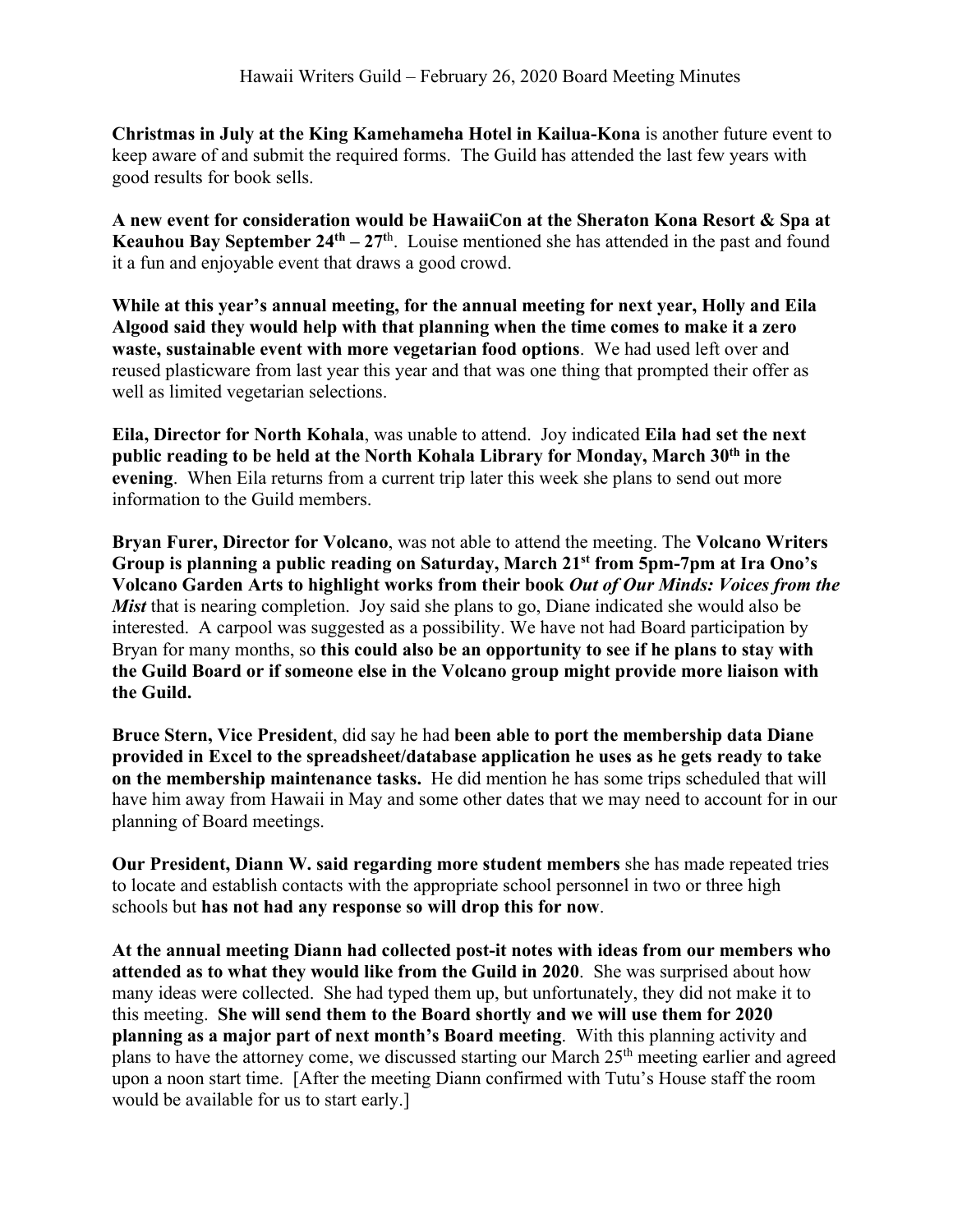**Christmas in July at the King Kamehameha Hotel in Kailua-Kona** is another future event to keep aware of and submit the required forms. The Guild has attended the last few years with good results for book sells.

**A new event for consideration would be HawaiiCon at the Sheraton Kona Resort & Spa at Keauhou Bay September 24th – 27th**. Louise mentioned she has attended in the past and found it a fun and enjoyable event that draws a good crowd.

**While at this year's annual meeting, for the annual meeting for next year, Holly and Eila Algood said they would help with that planning when the time comes to make it a zero waste, sustainable event with more vegetarian food options**. We had used left over and reused plasticware from last year this year and that was one thing that prompted their offer as well as limited vegetarian selections.

**Eila, Director for North Kohala**, was unable to attend. Joy indicated **Eila had set the next public reading to be held at the North Kohala Library for Monday, March 30th in the evening**. When Eila returns from a current trip later this week she plans to send out more information to the Guild members.

**Bryan Furer, Director for Volcano**, was not able to attend the meeting. The **Volcano Writers Group is planning a public reading on Saturday, March 21st from 5pm-7pm at Ira Ono's Volcano Garden Arts to highlight works from their book *Out of Our Minds: Voices from the Mist*** that is nearing completion. Joy said she plans to go, Diane indicated she would also be interested. A carpool was suggested as a possibility. We have not had Board participation by Bryan for many months, so **this could also be an opportunity to see if he plans to stay with the Guild Board or if someone else in the Volcano group might provide more liaison with the Guild.**

**Bruce Stern, Vice President**, did say he had **been able to port the membership data Diane provided in Excel to the spreadsheet/database application he uses as he gets ready to take on the membership maintenance tasks.** He did mention he has some trips scheduled that will have him away from Hawaii in May and some other dates that we may need to account for in our planning of Board meetings.

**Our President, Diann W. said regarding more student members** she has made repeated tries to locate and establish contacts with the appropriate school personnel in two or three high schools but **has not had any response so will drop this for now**.

**At the annual meeting Diann had collected post-it notes with ideas from our members who attended as to what they would like from the Guild in 2020**. She was surprised about how many ideas were collected. She had typed them up, but unfortunately, they did not make it to this meeting. **She will send them to the Board shortly and we will use them for 2020 planning as a major part of next month's Board meeting**. With this planning activity and plans to have the attorney come, we discussed starting our March 25th meeting earlier and agreed upon a noon start time. [After the meeting Diann confirmed with Tutu's House staff the room would be available for us to start early.]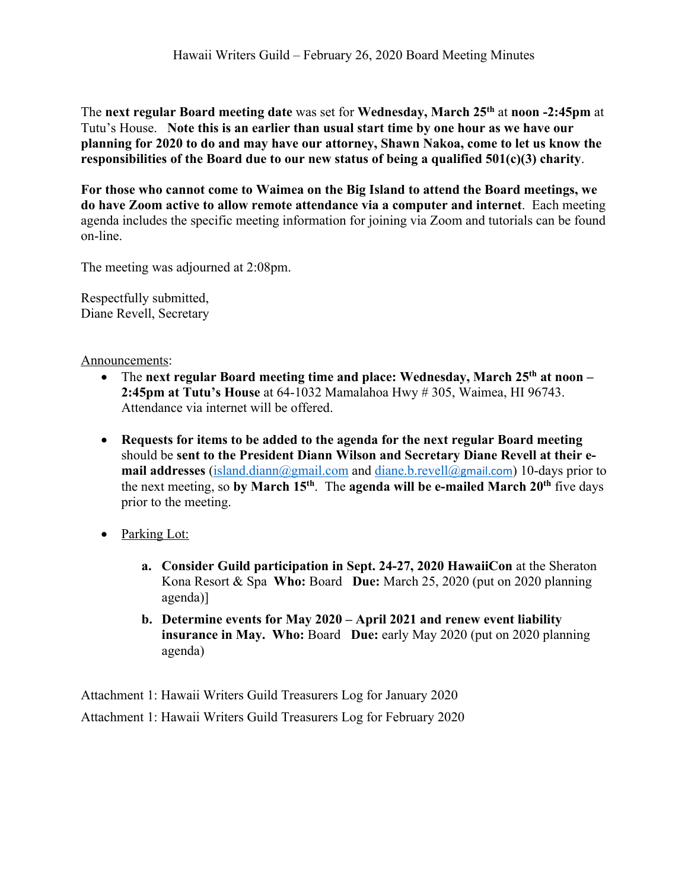The **next regular Board meeting date** was set for **Wednesday, March 25th** at **noon -2:45pm** at Tutu's House. **Note this is an earlier than usual start time by one hour as we have our planning for 2020 to do and may have our attorney, Shawn Nakoa, come to let us know the responsibilities of the Board due to our new status of being a qualified 501(c)(3) charity**.

**For those who cannot come to Waimea on the Big Island to attend the Board meetings, we do have Zoom active to allow remote attendance via a computer and internet**. Each meeting agenda includes the specific meeting information for joining via Zoom and tutorials can be found on-line.

The meeting was adjourned at 2:08pm.

Respectfully submitted,
Diane Revell, Secretary

Announcements:

- The **next regular Board meeting time and place: Wednesday, March 25th at noon – 2:45pm at Tutu's House** at 64-1032 Mamalahoa Hwy # 305, Waimea, HI 96743. Attendance via internet will be offered.

- **Requests for items to be added to the agenda for the next regular Board meeting** should be **sent to the President Diann Wilson and Secretary Diane Revell at their e-mail addresses** (island.diann@gmail.com and diane.b.revell@gmail.com) 10-days prior to the next meeting, so **by March 15th**. The **agenda will be e-mailed March 20th** five days prior to the meeting.

- Parking Lot:

  a. **Consider Guild participation in Sept. 24-27, 2020 HawaiiCon** at the Sheraton Kona Resort & Spa **Who:** Board **Due:** March 25, 2020 (put on 2020 planning agenda)]

  b. **Determine events for May 2020 – April 2021 and renew event liability insurance in May. Who:** Board **Due:** early May 2020 (put on 2020 planning agenda)

Attachment 1: Hawaii Writers Guild Treasurers Log for January 2020

Attachment 1: Hawaii Writers Guild Treasurers Log for February 2020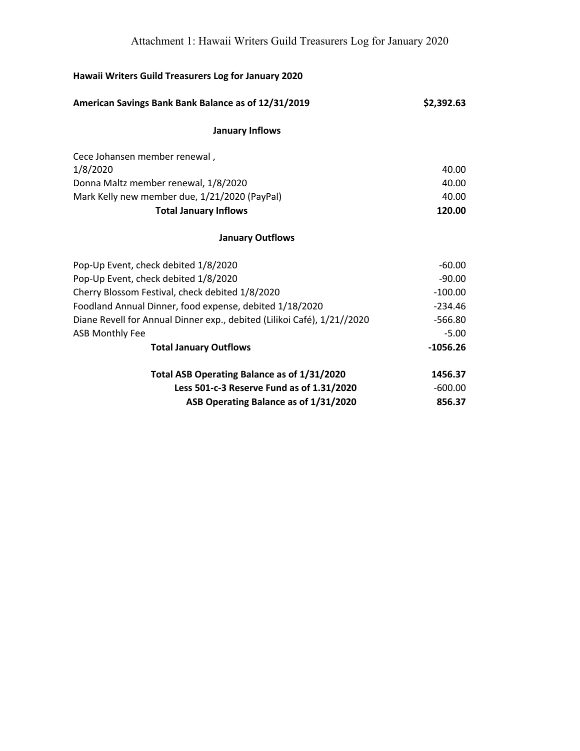# Attachment 1: Hawaii Writers Guild Treasurers Log for January 2020

**Hawaii Writers Guild Treasurers Log for January 2020**

| | |
|---|---|
| **American Savings Bank Bank Balance as of 12/31/2019** | **$2,392.63** |
| **January Inflows** | |
| Cece Johansen member renewal , 1/8/2020 | 40.00 |
| Donna Maltz member renewal, 1/8/2020 | 40.00 |
| Mark Kelly new member due, 1/21/2020 (PayPal) | 40.00 |
| **Total January Inflows** | **120.00** |
| **January Outflows** | |
| Pop-Up Event, check debited 1/8/2020 | -60.00 |
| Pop-Up Event, check debited 1/8/2020 | -90.00 |
| Cherry Blossom Festival, check debited 1/8/2020 | -100.00 |
| Foodland Annual Dinner, food expense, debited 1/18/2020 | -234.46 |
| Diane Revell for Annual Dinner exp., debited (Lilikoi Café), 1/21//2020 | -566.80 |
| ASB Monthly Fee | -5.00 |
| **Total January Outflows** | **-1056.26** |
| **Total ASB Operating Balance as of 1/31/2020** | **1456.37** |
| **Less 501-c-3 Reserve Fund as of 1.31/2020** | -600.00 |
| **ASB Operating Balance as of 1/31/2020** | **856.37** |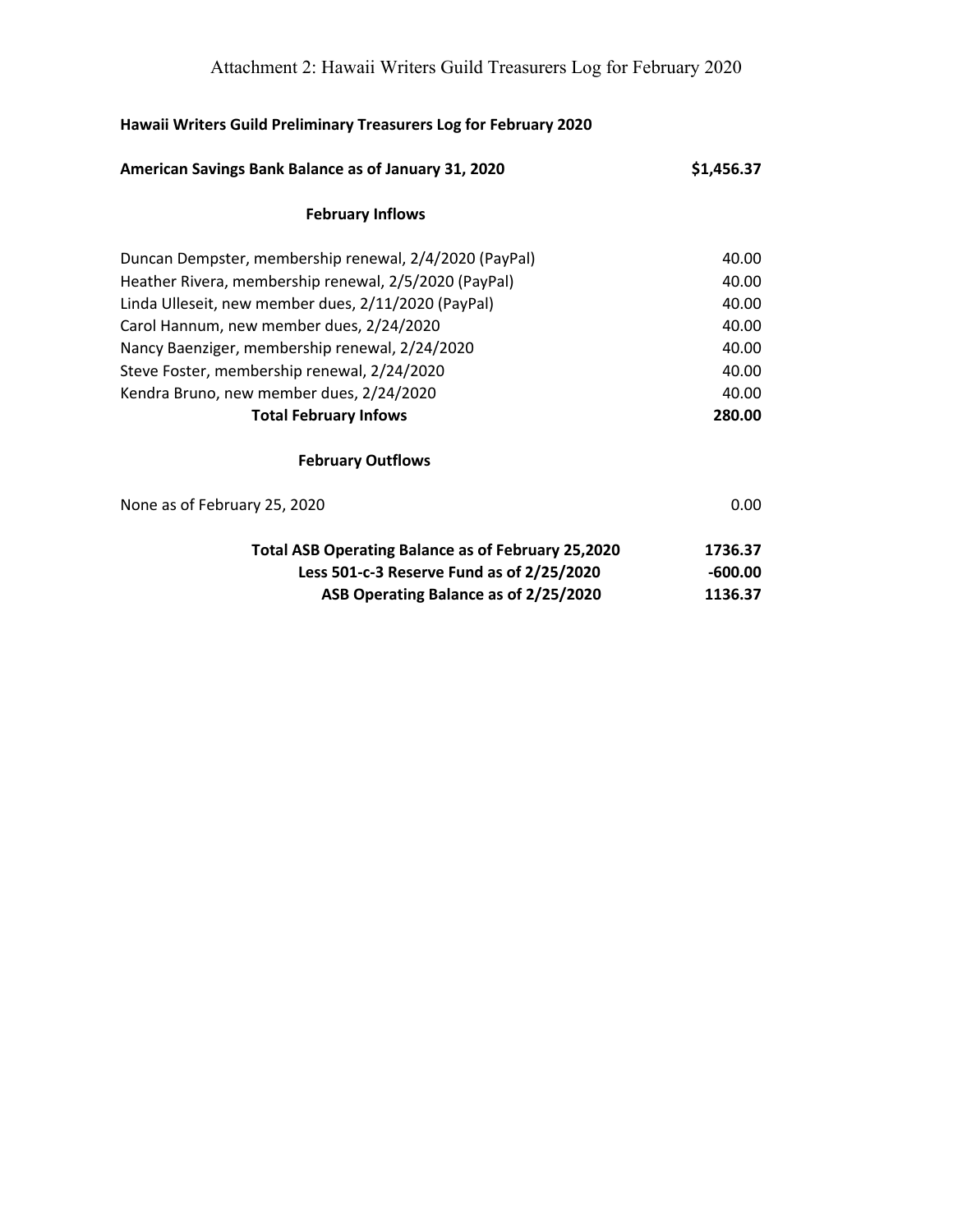# Attachment 2: Hawaii Writers Guild Treasurers Log for February 2020

**Hawaii Writers Guild Preliminary Treasurers Log for February 2020**

| | |
|---|---|
| **American Savings Bank Balance as of January 31, 2020** | **$1,456.37** |
| **February Inflows** | |
| Duncan Dempster, membership renewal, 2/4/2020 (PayPal) | 40.00 |
| Heather Rivera, membership renewal, 2/5/2020 (PayPal) | 40.00 |
| Linda Ulleseit, new member dues, 2/11/2020 (PayPal) | 40.00 |
| Carol Hannum, new member dues, 2/24/2020 | 40.00 |
| Nancy Baenziger, membership renewal, 2/24/2020 | 40.00 |
| Steve Foster, membership renewal, 2/24/2020 | 40.00 |
| Kendra Bruno, new member dues, 2/24/2020 | 40.00 |
| **Total February Infows** | **280.00** |
| **February Outflows** | |
| None as of February 25, 2020 | 0.00 |
| **Total ASB Operating Balance as of February 25,2020** | **1736.37** |
| **Less 501-c-3 Reserve Fund as of 2/25/2020** | **-600.00** |
| **ASB Operating Balance as of 2/25/2020** | **1136.37** |